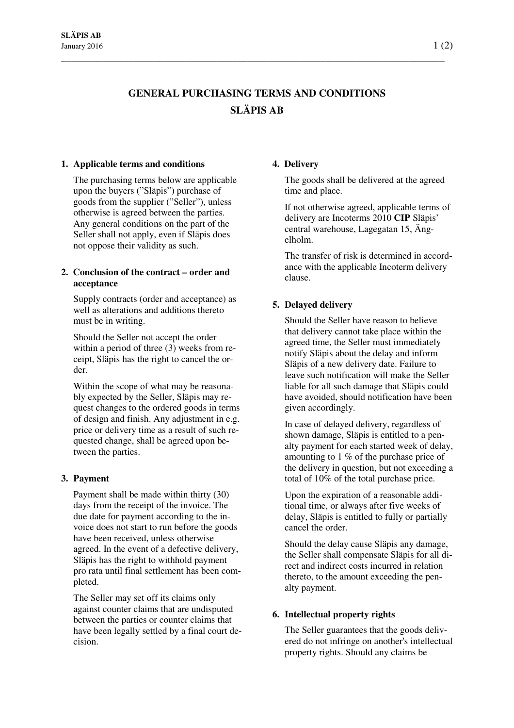# GENERAL PURCHASING TERMS AND CONDITIONS SLÄPIS AB

## 1. Applicable terms and conditions

The purchasing terms below are applicable upon the buyers (”Släpis”) purchase of goods from the supplier (”Seller”), unless otherwise is agreed between the parties. Any general conditions on the part of the Seller shall not apply, even if Släpis does not oppose their validity as such.

## 2. Conclusion of the contract – order and acceptance

Supply contracts (order and acceptance) as well as alterations and additions thereto must be in writing.

Should the Seller not accept the order within a period of three (3) weeks from receipt, Släpis has the right to cancel the order.

Within the scope of what may be reasonably expected by the Seller, Släpis may request changes to the ordered goods in terms of design and finish. Any adjustment in e.g. price or delivery time as a result of such requested change, shall be agreed upon between the parties.

## 3. Payment

Payment shall be made within thirty (30) days from the receipt of the invoice. The due date for payment according to the invoice does not start to run before the goods have been received, unless otherwise agreed. In the event of a defective delivery, Släpis has the right to withhold payment pro rata until final settlement has been completed.

The Seller may set off its claims only against counter claims that are undisputed between the parties or counter claims that have been legally settled by a final court decision.

## 4. Delivery

The goods shall be delivered at the agreed time and place.

If not otherwise agreed, applicable terms of delivery are Incoterms 2010 **CIP** Släpis' central warehouse, Lagegatan 15, Ängelholm.

The transfer of risk is determined in accordance with the applicable Incoterm delivery clause.

## 5. Delayed delivery

Should the Seller have reason to believe that delivery cannot take place within the agreed time, the Seller must immediately notify Släpis about the delay and inform Släpis of a new delivery date. Failure to leave such notification will make the Seller liable for all such damage that Släpis could have avoided, should notification have been given accordingly.

In case of delayed delivery, regardless of shown damage, Släpis is entitled to a penalty payment for each started week of delay, amounting to 1 % of the purchase price of the delivery in question, but not exceeding a total of 10% of the total purchase price.

Upon the expiration of a reasonable additional time, or always after five weeks of delay, Släpis is entitled to fully or partially cancel the order.

Should the delay cause Släpis any damage, the Seller shall compensate Släpis for all direct and indirect costs incurred in relation thereto, to the amount exceeding the penalty payment.

## 6. Intellectual property rights

The Seller guarantees that the goods delivered do not infringe on another's intellectual property rights. Should any claims be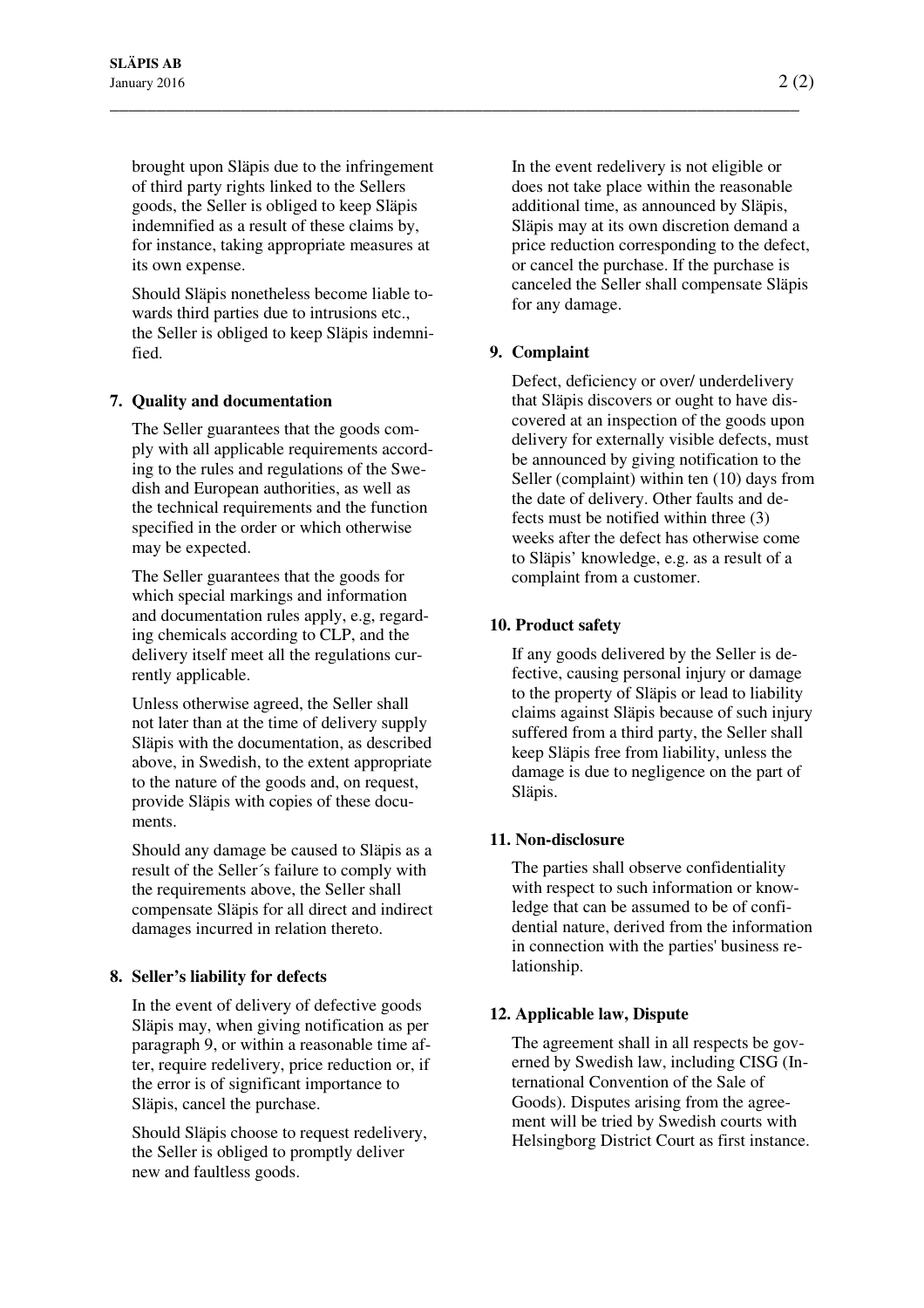brought upon Släpis due to the infringement of third party rights linked to the Sellers goods, the Seller is obliged to keep Släpis indemnified as a result of these claims by, for instance, taking appropriate measures at its own expense.

Should Släpis nonetheless become liable towards third parties due to intrusions etc., the Seller is obliged to keep Släpis indemnified.

## 7. Quality and documentation

The Seller guarantees that the goods comply with all applicable requirements according to the rules and regulations of the Swedish and European authorities, as well as the technical requirements and the function specified in the order or which otherwise may be expected.

The Seller guarantees that the goods for which special markings and information and documentation rules apply, e.g, regarding chemicals according to CLP, and the delivery itself meet all the regulations currently applicable.

Unless otherwise agreed, the Seller shall not later than at the time of delivery supply Släpis with the documentation, as described above, in Swedish, to the extent appropriate to the nature of the goods and, on request, provide Släpis with copies of these documents.

Should any damage be caused to Släpis as a result of the Seller´s failure to comply with the requirements above, the Seller shall compensate Släpis for all direct and indirect damages incurred in relation thereto.

## 8. Seller's liability for defects

In the event of delivery of defective goods Släpis may, when giving notification as per paragraph 9, or within a reasonable time after, require redelivery, price reduction or, if the error is of significant importance to Släpis, cancel the purchase.

Should Släpis choose to request redelivery, the Seller is obliged to promptly deliver new and faultless goods.

In the event redelivery is not eligible or does not take place within the reasonable additional time, as announced by Släpis, Släpis may at its own discretion demand a price reduction corresponding to the defect, or cancel the purchase. If the purchase is canceled the Seller shall compensate Släpis for any damage.

## 9. Complaint

Defect, deficiency or over/ underdelivery that Släpis discovers or ought to have discovered at an inspection of the goods upon delivery for externally visible defects, must be announced by giving notification to the Seller (complaint) within ten (10) days from the date of delivery. Other faults and defects must be notified within three (3) weeks after the defect has otherwise come to Släpis' knowledge, e.g. as a result of a complaint from a customer.

## 10. Product safety

If any goods delivered by the Seller is defective, causing personal injury or damage to the property of Släpis or lead to liability claims against Släpis because of such injury suffered from a third party, the Seller shall keep Släpis free from liability, unless the damage is due to negligence on the part of Släpis.

## 11. Non-disclosure

The parties shall observe confidentiality with respect to such information or knowledge that can be assumed to be of confidential nature, derived from the information in connection with the parties' business relationship.

## 12. Applicable law, Dispute

The agreement shall in all respects be governed by Swedish law, including CISG (International Convention of the Sale of Goods). Disputes arising from the agreement will be tried by Swedish courts with Helsingborg District Court as first instance.